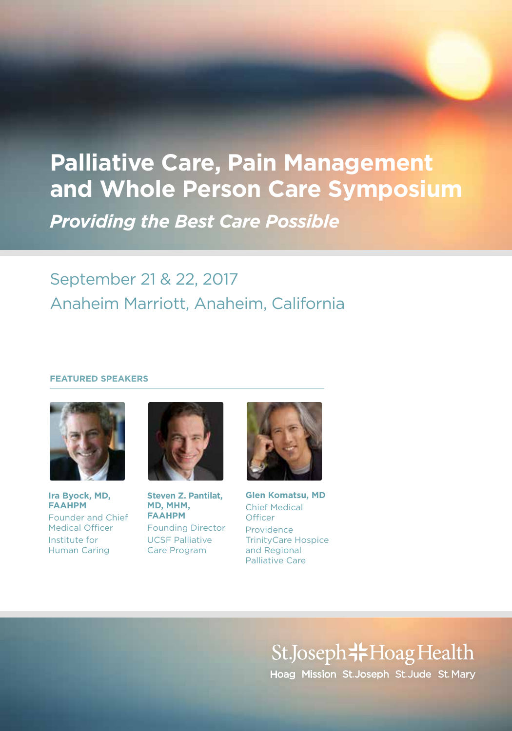# Palliative Care, Pain Management and Whole Person Care Symposium

***Providing the Best Care Possible***

September 21 & 22, 2017

Anaheim Marriott, Anaheim, California

## FEATURED SPEAKERS

**Ira Byock, MD, FAAHPM**
Founder and Chief Medical Officer
Institute for Human Caring

**Steven Z. Pantilat, MD, MHM, FAAHPM**
Founding Director
UCSF Palliative Care Program

**Glen Komatsu, MD**
Chief Medical Officer
Providence TrinityCare Hospice and Regional Palliative Care

St.Joseph Hoag Health

Hoag Mission St.Joseph St.Jude St.Mary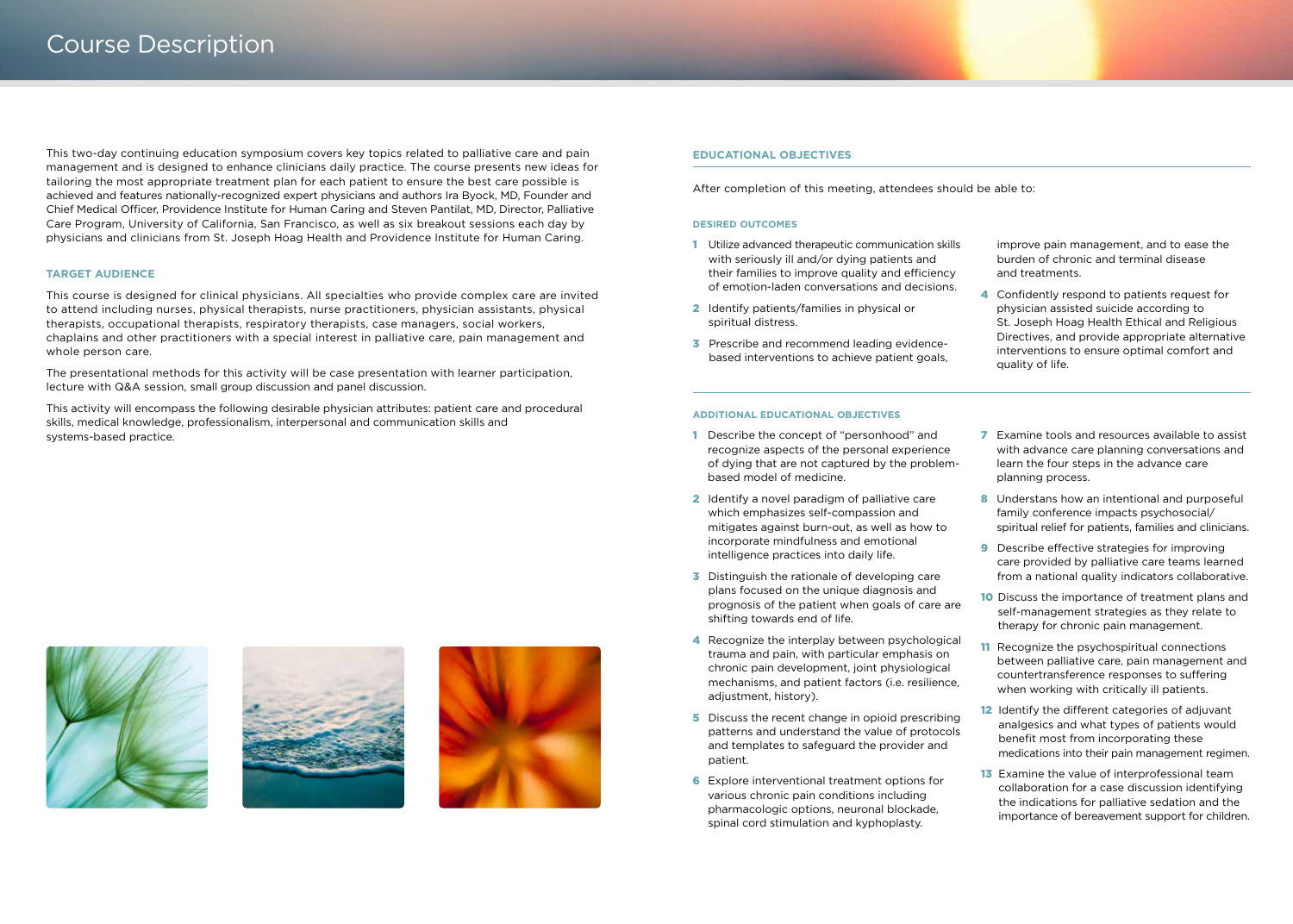# Course Description

This two-day continuing education symposium covers key topics related to palliative care and pain management and is designed to enhance clinicians daily practice. The course presents new ideas for tailoring the most appropriate treatment plan for each patient to ensure the best care possible is achieved and features nationally-recognized expert physicians and authors Ira Byock, MD, Founder and Chief Medical Officer, Providence Institute for Human Caring and Steven Pantilat, MD, Director, Palliative Care Program, University of California, San Francisco, as well as six breakout sessions each day by physicians and clinicians from St. Joseph Hoag Health and Providence Institute for Human Caring.

### TARGET AUDIENCE

This course is designed for clinical physicians. All specialties who provide complex care are invited to attend including nurses, physical therapists, nurse practitioners, physician assistants, physical therapists, occupational therapists, respiratory therapists, case managers, social workers, chaplains and other practitioners with a special interest in palliative care, pain management and whole person care.

The presentational methods for this activity will be case presentation with learner participation, lecture with Q&A session, small group discussion and panel discussion.

This activity will encompass the following desirable physician attributes: patient care and procedural skills, medical knowledge, professionalism, interpersonal and communication skills and systems-based practice.

### EDUCATIONAL OBJECTIVES

After completion of this meeting, attendees should be able to:

#### DESIRED OUTCOMES

1. Utilize advanced therapeutic communication skills with seriously ill and/or dying patients and their families to improve quality and efficiency of emotion-laden conversations and decisions.
2. Identify patients/families in physical or spiritual distress.
3. Prescribe and recommend leading evidence-based interventions to achieve patient goals, improve pain management, and to ease the burden of chronic and terminal disease and treatments.
4. Confidently respond to patients request for physician assisted suicide according to St. Joseph Hoag Health Ethical and Religious Directives, and provide appropriate alternative interventions to ensure optimal comfort and quality of life.

#### ADDITIONAL EDUCATIONAL OBJECTIVES

1. Describe the concept of "personhood" and recognize aspects of the personal experience of dying that are not captured by the problem-based model of medicine.
2. Identify a novel paradigm of palliative care which emphasizes self-compassion and mitigates against burn-out, as well as how to incorporate mindfulness and emotional intelligence practices into daily life.
3. Distinguish the rationale of developing care plans focused on the unique diagnosis and prognosis of the patient when goals of care are shifting towards end of life.
4. Recognize the interplay between psychological trauma and pain, with particular emphasis on chronic pain development, joint physiological mechanisms, and patient factors (i.e. resilience, adjustment, history).
5. Discuss the recent change in opioid prescribing patterns and understand the value of protocols and templates to safeguard the provider and patient.
6. Explore interventional treatment options for various chronic pain conditions including pharmacologic options, neuronal blockade, spinal cord stimulation and kyphoplasty.
7. Examine tools and resources available to assist with advance care planning conversations and learn the four steps in the advance care planning process.
8. Understans how an intentional and purposeful family conference impacts psychosocial/spiritual relief for patients, families and clinicians.
9. Describe effective strategies for improving care provided by palliative care teams learned from a national quality indicators collaborative.
10. Discuss the importance of treatment plans and self-management strategies as they relate to therapy for chronic pain management.
11. Recognize the psychospiritual connections between palliative care, pain management and countertransference responses to suffering when working with critically ill patients.
12. Identify the different categories of adjuvant analgesics and what types of patients would benefit most from incorporating these medications into their pain management regimen.
13. Examine the value of interprofessional team collaboration for a case discussion identifying the indications for palliative sedation and the importance of bereavement support for children.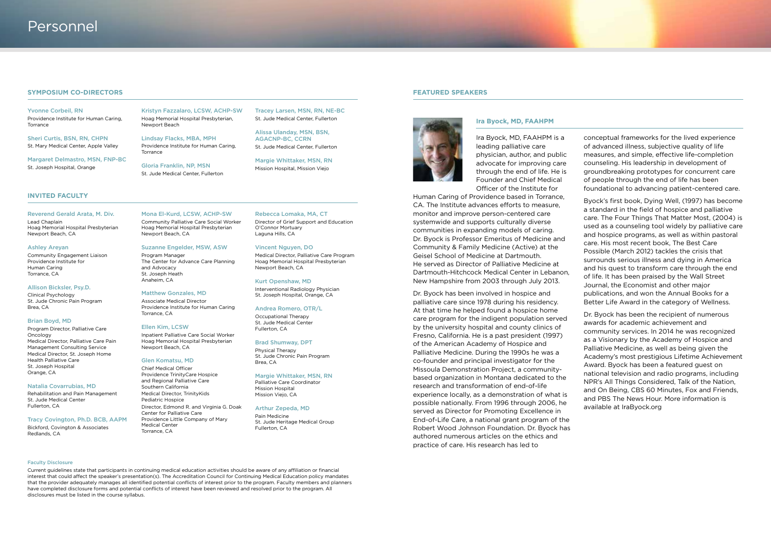# Personnel

## SYMPOSIUM CO-DIRECTORS

**Yvonne Corbeil, RN**
Providence Institute for Human Caring, Torrance

**Sheri Curtis, BSN, RN, CHPN**
St. Mary Medical Center, Apple Valley

**Margaret Delmastro, MSN, FNP-BC**
St. Joseph Hospital, Orange

**Kristyn Fazzalaro, LCSW, ACHP-SW**
Hoag Memorial Hospital Presbyterian, Newport Beach

**Lindsay Flacks, MBA, MPH**
Providence Institute for Human Caring, Torrance

**Gloria Franklin, NP, MSN**
St. Jude Medical Center, Fullerton

**Tracey Larsen, MSN, RN, NE-BC**
St. Jude Medical Center, Fullerton

**Alissa Ulanday, MSN, BSN, AGACNP-BC, CCRN**
St. Jude Medical Center, Fullerton

**Margie Whittaker, MSN, RN**
Mission Hospital, Mission Viejo

## INVITED FACULTY

**Reverend Gerald Arata, M. Div.**
Lead Chaplain
Hoag Memorial Hospital Presbyterian
Newport Beach, CA

**Ashley Areyan**
Community Engagement Liaison
Providence Institute for Human Caring
Torrance, CA

**Allison Bicksler, Psy.D.**
Clinical Psychology
St. Jude Chronic Pain Program
Brea, CA

**Brian Boyd, MD**
Program Director, Palliative Care Oncology
Medical Director, Palliative Care Pain Management Consulting Service
Medical Director, St. Joseph Home Health Palliative Care
St. Joseph Hospital
Orange, CA

**Natalia Covarrubias, MD**
Rehabilitation and Pain Management
St. Jude Medical Center
Fullerton, CA

**Tracy Covington, Ph.D. BCB, AAPM**
Bickford, Covington & Associates
Redlands, CA

**Mona El-Kurd, LCSW, ACHP-SW**
Community Palliative Care Social Worker
Hoag Memorial Hospital Presbyterian
Newport Beach, CA

**Suzanne Engelder, MSW, ASW**
Program Manager
The Center for Advance Care Planning and Advocacy
St. Joseph Heath
Anaheim, CA

**Matthew Gonzales, MD**
Associate Medical Director
Providence Institute for Human Caring
Torrance, CA

**Ellen Kim, LCSW**
Inpatient Palliative Care Social Worker
Hoag Memorial Hospital Presbyterian
Newport Beach, CA

**Glen Komatsu, MD**
Chief Medical Officer
Providence TrinityCare Hospice and Regional Palliative Care
Southern California
Medical Director, TrinityKids Pediatric Hospice
Director, Edmond R. and Virginia G. Doak Center for Palliative Care
Providence Little Company of Mary Medical Center
Torrance, CA

**Rebecca Lomaka, MA, CT**
Director of Grief Support and Education
O'Connor Mortuary
Laguna Hills, CA

**Vincent Nguyen, DO**
Medical Director, Palliative Care Program
Hoag Memorial Hospital Presbyterian
Newport Beach, CA

**Kurt Openshaw, MD**
Interventional Radiology Physician
St. Joseph Hospital, Orange, CA

**Andrea Romero, OTR/L**
Occupational Therapy
St. Jude Medical Center
Fullerton, CA

**Brad Shumway, DPT**
Physical Therapy
St. Jude Chronic Pain Program
Brea, CA

**Margie Whittaker, MSN, RN**
Palliative Care Coordinator
Mission Hospital
Mission Viejo, CA

**Arthur Zepeda, MD**
Pain Medicine
St. Jude Heritage Medical Group
Fullerton, CA

### Faculty Disclosure

Current guidelines state that participants in continuing medical education activities should be aware of any affiliation or financial interest that could affect the speaker's presentation(s). The Accreditation Council for Continuing Medical Education policy mandates that the provider adequately manages all identified potential conflicts of interest prior to the program. Faculty members and planners have completed disclosure forms and potential conflicts of interest have been reviewed and resolved prior to the program. All disclosures must be listed in the course syllabus.

## FEATURED SPEAKERS

### Ira Byock, MD, FAAHPM

Ira Byock, MD, FAAHPM is a leading palliative care physician, author, and public advocate for improving care through the end of life. He is Founder and Chief Medical Officer of the Institute for Human Caring of Providence based in Torrance, CA. The Institute advances efforts to measure, monitor and improve person-centered care systemwide and supports culturally diverse communities in expanding models of caring. Dr. Byock is Professor Emeritus of Medicine and Community & Family Medicine (Active) at the Geisel School of Medicine at Dartmouth. He served as Director of Palliative Medicine at Dartmouth-Hitchcock Medical Center in Lebanon, New Hampshire from 2003 through July 2013.

Dr. Byock has been involved in hospice and palliative care since 1978 during his residency. At that time he helped found a hospice home care program for the indigent population served by the university hospital and county clinics of Fresno, California. He is a past president (1997) of the American Academy of Hospice and Palliative Medicine. During the 1990s he was a co-founder and principal investigator for the Missoula Demonstration Project, a community-based organization in Montana dedicated to the research and transformation of end-of-life experience locally, as a demonstration of what is possible nationally. From 1996 through 2006, he served as Director for Promoting Excellence in End-of-Life Care, a national grant program of the Robert Wood Johnson Foundation. Dr. Byock has authored numerous articles on the ethics and practice of care. His research has led to conceptual frameworks for the lived experience of advanced illness, subjective quality of life measures, and simple, effective life-completion counseling. His leadership in development of groundbreaking prototypes for concurrent care of people through the end of life has been foundational to advancing patient-centered care.

Byock's first book, Dying Well, (1997) has become a standard in the field of hospice and palliative care. The Four Things That Matter Most, (2004) is used as a counseling tool widely by palliative care and hospice programs, as well as within pastoral care. His most recent book, The Best Care Possible (March 2012) tackles the crisis that surrounds serious illness and dying in America and his quest to transform care through the end of life. It has been praised by the Wall Street Journal, the Economist and other major publications, and won the Annual Books for a Better Life Award in the category of Wellness.

Dr. Byock has been the recipient of numerous awards for academic achievement and community services. In 2014 he was recognized as a Visionary by the Academy of Hospice and Palliative Medicine, as well as being given the Academy's most prestigious Lifetime Achievement Award. Byock has been a featured guest on national television and radio programs, including NPR's All Things Considered, Talk of the Nation, and On Being, CBS 60 Minutes, Fox and Friends, and PBS The News Hour. More information is available at IraByock.org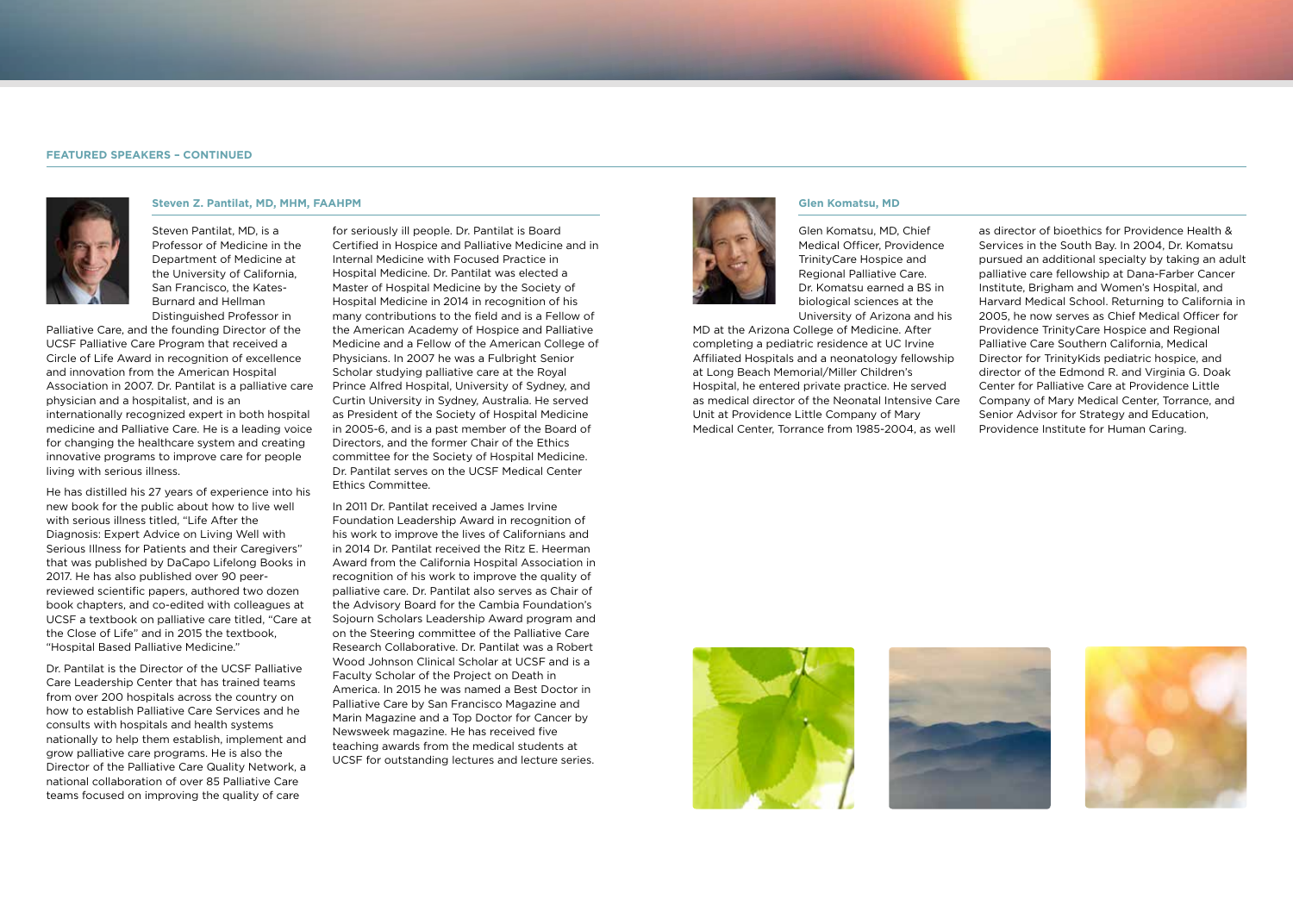**FEATURED SPEAKERS – CONTINUED**

### Steven Z. Pantilat, MD, MHM, FAAHPM

Steven Pantilat, MD, is a Professor of Medicine in the Department of Medicine at the University of California, San Francisco, the Kates-Burnard and Hellman Distinguished Professor in Palliative Care, and the founding Director of the UCSF Palliative Care Program that received a Circle of Life Award in recognition of excellence and innovation from the American Hospital Association in 2007. Dr. Pantilat is a palliative care physician and a hospitalist, and is an internationally recognized expert in both hospital medicine and Palliative Care. He is a leading voice for changing the healthcare system and creating innovative programs to improve care for people living with serious illness.

He has distilled his 27 years of experience into his new book for the public about how to live well with serious illness titled, "Life After the Diagnosis: Expert Advice on Living Well with Serious Illness for Patients and their Caregivers" that was published by DaCapo Lifelong Books in 2017. He has also published over 90 peer-reviewed scientific papers, authored two dozen book chapters, and co-edited with colleagues at UCSF a textbook on palliative care titled, "Care at the Close of Life" and in 2015 the textbook, "Hospital Based Palliative Medicine."

Dr. Pantilat is the Director of the UCSF Palliative Care Leadership Center that has trained teams from over 200 hospitals across the country on how to establish Palliative Care Services and he consults with hospitals and health systems nationally to help them establish, implement and grow palliative care programs. He is also the Director of the Palliative Care Quality Network, a national collaboration of over 85 Palliative Care teams focused on improving the quality of care for seriously ill people. Dr. Pantilat is Board Certified in Hospice and Palliative Medicine and in Internal Medicine with Focused Practice in Hospital Medicine. Dr. Pantilat was elected a Master of Hospital Medicine by the Society of Hospital Medicine in 2014 in recognition of his many contributions to the field and is a Fellow of the American Academy of Hospice and Palliative Medicine and a Fellow of the American College of Physicians. In 2007 he was a Fulbright Senior Scholar studying palliative care at the Royal Prince Alfred Hospital, University of Sydney, and Curtin University in Sydney, Australia. He served as President of the Society of Hospital Medicine in 2005-6, and is a past member of the Board of Directors, and the former Chair of the Ethics committee for the Society of Hospital Medicine. Dr. Pantilat serves on the UCSF Medical Center Ethics Committee.

In 2011 Dr. Pantilat received a James Irvine Foundation Leadership Award in recognition of his work to improve the lives of Californians and in 2014 Dr. Pantilat received the Ritz E. Heerman Award from the California Hospital Association in recognition of his work to improve the quality of palliative care. Dr. Pantilat also serves as Chair of the Advisory Board for the Cambia Foundation's Sojourn Scholars Leadership Award program and on the Steering committee of the Palliative Care Research Collaborative. Dr. Pantilat was a Robert Wood Johnson Clinical Scholar at UCSF and is a Faculty Scholar of the Project on Death in America. In 2015 he was named a Best Doctor in Palliative Care by San Francisco Magazine and Marin Magazine and a Top Doctor for Cancer by Newsweek magazine. He has received five teaching awards from the medical students at UCSF for outstanding lectures and lecture series.

### Glen Komatsu, MD

Glen Komatsu, MD, Chief Medical Officer, Providence TrinityCare Hospice and Regional Palliative Care. Dr. Komatsu earned a BS in biological sciences at the University of Arizona and his MD at the Arizona College of Medicine. After completing a pediatric residence at UC Irvine Affiliated Hospitals and a neonatology fellowship at Long Beach Memorial/Miller Children's Hospital, he entered private practice. He served as medical director of the Neonatal Intensive Care Unit at Providence Little Company of Mary Medical Center, Torrance from 1985-2004, as well as director of bioethics for Providence Health & Services in the South Bay. In 2004, Dr. Komatsu pursued an additional specialty by taking an adult palliative care fellowship at Dana-Farber Cancer Institute, Brigham and Women's Hospital, and Harvard Medical School. Returning to California in 2005, he now serves as Chief Medical Officer for Providence TrinityCare Hospice and Regional Palliative Care Southern California, Medical Director for TrinityKids pediatric hospice, and director of the Edmond R. and Virginia G. Doak Center for Palliative Care at Providence Little Company of Mary Medical Center, Torrance, and Senior Advisor for Strategy and Education, Providence Institute for Human Caring.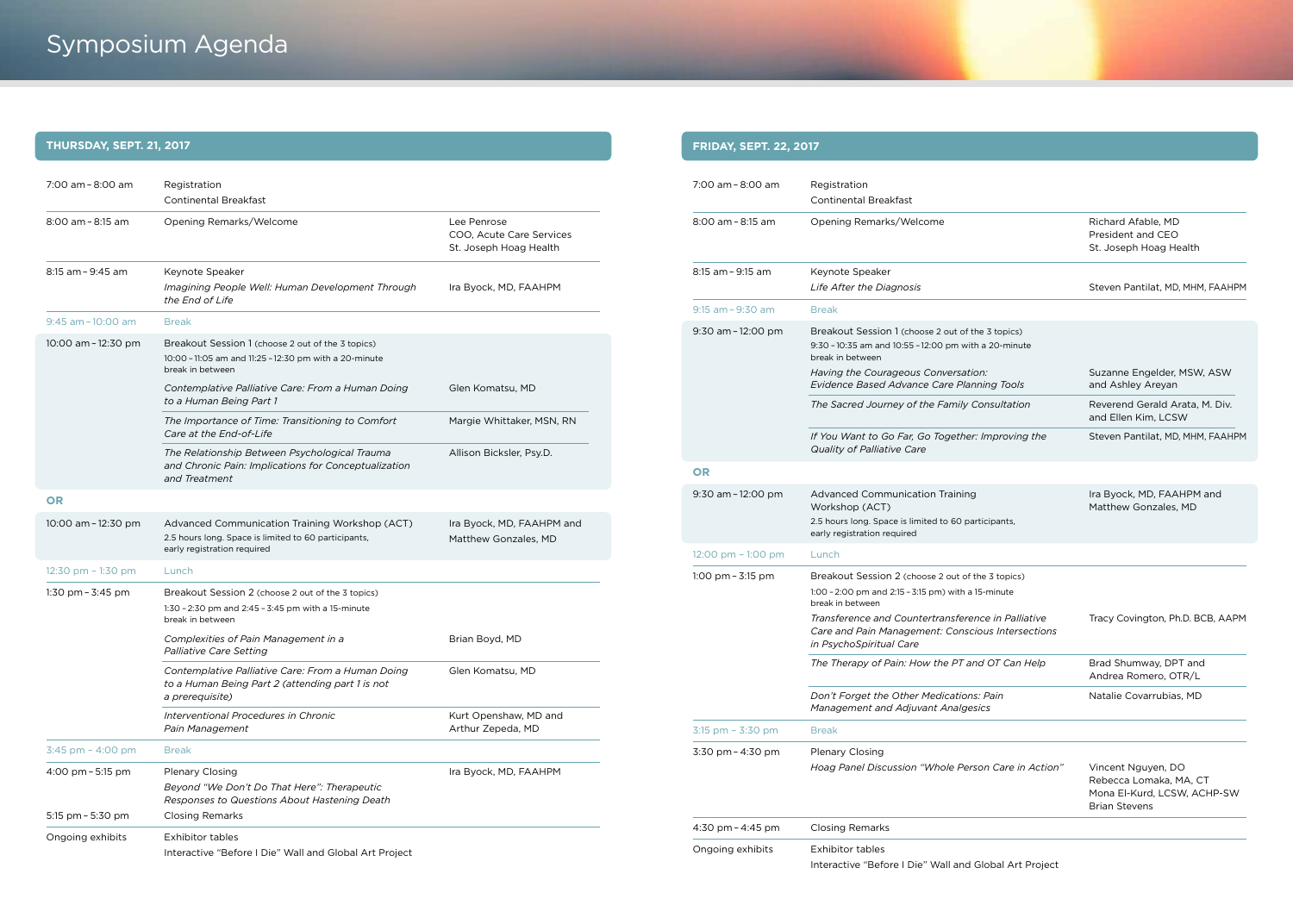# Symposium Agenda

## THURSDAY, SEPT. 21, 2017

| Time | Session | Speaker |
|---|---|---|
| 7:00 am – 8:00 am | Registration<br>Continental Breakfast | |
| 8:00 am – 8:15 am | Opening Remarks/Welcome | Lee Penrose<br>COO, Acute Care Services<br>St. Joseph Hoag Health |
| 8:15 am – 9:45 am | Keynote Speaker<br>*Imagining People Well: Human Development Through the End of Life* | Ira Byock, MD, FAAHPM |
| 9:45 am – 10:00 am | Break | |
| 10:00 am – 12:30 pm | Breakout Session 1 (choose 2 out of the 3 topics)<br>10:00 – 11:05 am and 11:25 – 12:30 pm with a 20-minute break in between | |
| | *Contemplative Palliative Care: From a Human Doing to a Human Being Part 1* | Glen Komatsu, MD |
| | *The Importance of Time: Transitioning to Comfort Care at the End-of-Life* | Margie Whittaker, MSN, RN |
| | *The Relationship Between Psychological Trauma and Chronic Pain: Implications for Conceptualization and Treatment* | Allison Bicksler, Psy.D. |
| **OR** | | |
| 10:00 am – 12:30 pm | Advanced Communication Training Workshop (ACT)<br>2.5 hours long. Space is limited to 60 participants, early registration required | Ira Byock, MD, FAAHPM and Matthew Gonzales, MD |
| 12:30 pm – 1:30 pm | Lunch | |
| 1:30 pm – 3:45 pm | Breakout Session 2 (choose 2 out of the 3 topics)<br>1:30 – 2:30 pm and 2:45 – 3:45 pm with a 15-minute break in between | |
| | *Complexities of Pain Management in a Palliative Care Setting* | Brian Boyd, MD |
| | *Contemplative Palliative Care: From a Human Doing to a Human Being Part 2 (attending part 1 is not a prerequisite)* | Glen Komatsu, MD |
| | *Interventional Procedures in Chronic Pain Management* | Kurt Openshaw, MD and Arthur Zepeda, MD |
| 3:45 pm – 4:00 pm | Break | |
| 4:00 pm – 5:15 pm | Plenary Closing<br>*Beyond "We Don't Do That Here": Therapeutic Responses to Questions About Hastening Death* | Ira Byock, MD, FAAHPM |
| 5:15 pm – 5:30 pm | Closing Remarks | |
| Ongoing exhibits | Exhibitor tables<br>Interactive "Before I Die" Wall and Global Art Project | |

## FRIDAY, SEPT. 22, 2017

| Time | Session | Speaker |
|---|---|---|
| 7:00 am – 8:00 am | Registration<br>Continental Breakfast | |
| 8:00 am – 8:15 am | Opening Remarks/Welcome | Richard Afable, MD<br>President and CEO<br>St. Joseph Hoag Health |
| 8:15 am – 9:15 am | Keynote Speaker<br>*Life After the Diagnosis* | Steven Pantilat, MD, MHM, FAAHPM |
| 9:15 am – 9:30 am | Break | |
| 9:30 am – 12:00 pm | Breakout Session 1 (choose 2 out of the 3 topics)<br>9:30 – 10:35 am and 10:55 – 12:00 pm with a 20-minute break in between | |
| | *Having the Courageous Conversation: Evidence Based Advance Care Planning Tools* | Suzanne Engelder, MSW, ASW and Ashley Areyan |
| | *The Sacred Journey of the Family Consultation* | Reverend Gerald Arata, M. Div. and Ellen Kim, LCSW |
| | *If You Want to Go Far, Go Together: Improving the Quality of Palliative Care* | Steven Pantilat, MD, MHM, FAAHPM |
| **OR** | | |
| 9:30 am – 12:00 pm | Advanced Communication Training Workshop (ACT)<br>2.5 hours long. Space is limited to 60 participants, early registration required | Ira Byock, MD, FAAHPM and Matthew Gonzales, MD |
| 12:00 pm – 1:00 pm | Lunch | |
| 1:00 pm – 3:15 pm | Breakout Session 2 (choose 2 out of the 3 topics)<br>1:00 – 2:00 pm and 2:15 – 3:15 pm) with a 15-minute break in between | |
| | *Transference and Countertransference in Palliative Care and Pain Management: Conscious Intersections in PsychoSpiritual Care* | Tracy Covington, Ph.D. BCB, AAPM |
| | *The Therapy of Pain: How the PT and OT Can Help* | Brad Shumway, DPT and Andrea Romero, OTR/L |
| | *Don't Forget the Other Medications: Pain Management and Adjuvant Analgesics* | Natalie Covarrubias, MD |
| 3:15 pm – 3:30 pm | Break | |
| 3:30 pm – 4:30 pm | Plenary Closing<br>*Hoag Panel Discussion "Whole Person Care in Action"* | Vincent Nguyen, DO<br>Rebecca Lomaka, MA, CT<br>Mona El-Kurd, LCSW, ACHP-SW<br>Brian Stevens |
| 4:30 pm – 4:45 pm | Closing Remarks | |
| Ongoing exhibits | Exhibitor tables<br>Interactive "Before I Die" Wall and Global Art Project | |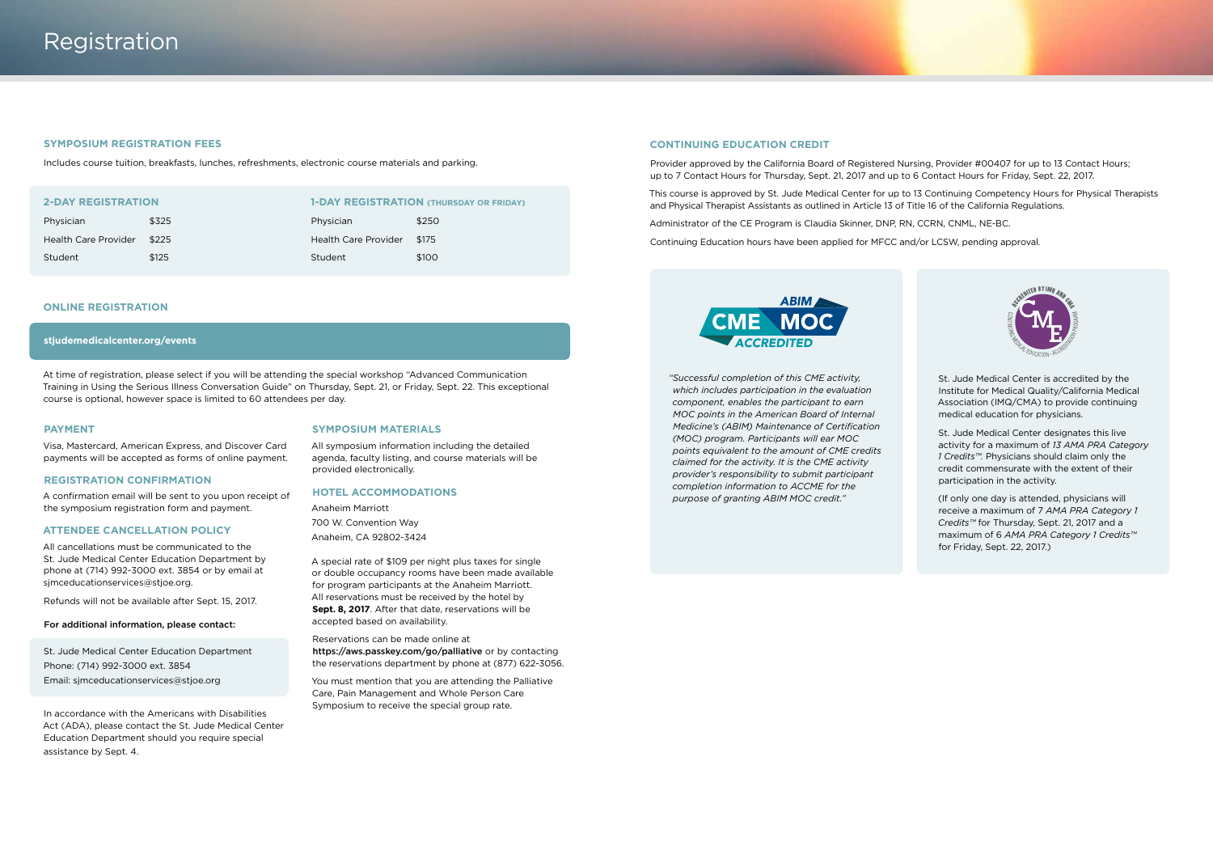# Registration

## SYMPOSIUM REGISTRATION FEES

Includes course tuition, breakfasts, lunches, refreshments, electronic course materials and parking.

| 2-DAY REGISTRATION | | 1-DAY REGISTRATION (THURSDAY OR FRIDAY) | |
|---|---|---|---|
| Physician | $325 | Physician | $250 |
| Health Care Provider | $225 | Health Care Provider | $175 |
| Student | $125 | Student | $100 |

## ONLINE REGISTRATION

**stjudemedicalcenter.org/events**

At time of registration, please select if you will be attending the special workshop "Advanced Communication Training in Using the Serious Illness Conversation Guide" on Thursday, Sept. 21, or Friday, Sept. 22. This exceptional course is optional, however space is limited to 60 attendees per day.

## PAYMENT

Visa, Mastercard, American Express, and Discover Card payments will be accepted as forms of online payment.

## REGISTRATION CONFIRMATION

A confirmation email will be sent to you upon receipt of the symposium registration form and payment.

## ATTENDEE CANCELLATION POLICY

All cancellations must be communicated to the St. Jude Medical Center Education Department by phone at (714) 992-3000 ext. 3854 or by email at sjmceducationservices@stjoe.org.

Refunds will not be available after Sept. 15, 2017.

**For additional information, please contact:**

St. Jude Medical Center Education Department
Phone: (714) 992-3000 ext. 3854
Email: sjmceducationservices@stjoe.org

In accordance with the Americans with Disabilities Act (ADA), please contact the St. Jude Medical Center Education Department should you require special assistance by Sept. 4.

## SYMPOSIUM MATERIALS

All symposium information including the detailed agenda, faculty listing, and course materials will be provided electronically.

## HOTEL ACCOMMODATIONS

Anaheim Marriott
700 W. Convention Way
Anaheim, CA 92802-3424

A special rate of $109 per night plus taxes for single or double occupancy rooms have been made available for program participants at the Anaheim Marriott. All reservations must be received by the hotel by **Sept. 8, 2017**. After that date, reservations will be accepted based on availability.

Reservations can be made online at **https://aws.passkey.com/go/palliative** or by contacting the reservations department by phone at (877) 622-3056.

You must mention that you are attending the Palliative Care, Pain Management and Whole Person Care Symposium to receive the special group rate.

## CONTINUING EDUCATION CREDIT

Provider approved by the California Board of Registered Nursing, Provider #00407 for up to 13 Contact Hours; up to 7 Contact Hours for Thursday, Sept. 21, 2017 and up to 6 Contact Hours for Friday, Sept. 22, 2017.

This course is approved by St. Jude Medical Center for up to 13 Continuing Competency Hours for Physical Therapists and Physical Therapist Assistants as outlined in Article 13 of Title 16 of the California Regulations.

Administrator of the CE Program is Claudia Skinner, DNP, RN, CCRN, CNML, NE-BC.

Continuing Education hours have been applied for MFCC and/or LCSW, pending approval.

ABIM CME MOC ACCREDITED

*"Successful completion of this CME activity, which includes participation in the evaluation component, enables the participant to earn MOC points in the American Board of Internal Medicine's (ABIM) Maintenance of Certification (MOC) program. Participants will ear MOC points equivalent to the amount of CME credits claimed for the activity. It is the CME activity provider's responsibility to submit participant completion information to ACCME for the purpose of granting ABIM MOC credit."*

St. Jude Medical Center is accredited by the Institute for Medical Quality/California Medical Association (IMQ/CMA) to provide continuing medical education for physicians.

St. Jude Medical Center designates this live activity for a maximum of *13 AMA PRA Category 1 Credits™*. Physicians should claim only the credit commensurate with the extent of their participation in the activity.

(If only one day is attended, physicians will receive a maximum of 7 *AMA PRA Category 1 Credits™* for Thursday, Sept. 21, 2017 and a maximum of 6 *AMA PRA Category 1 Credits™* for Friday, Sept. 22, 2017.)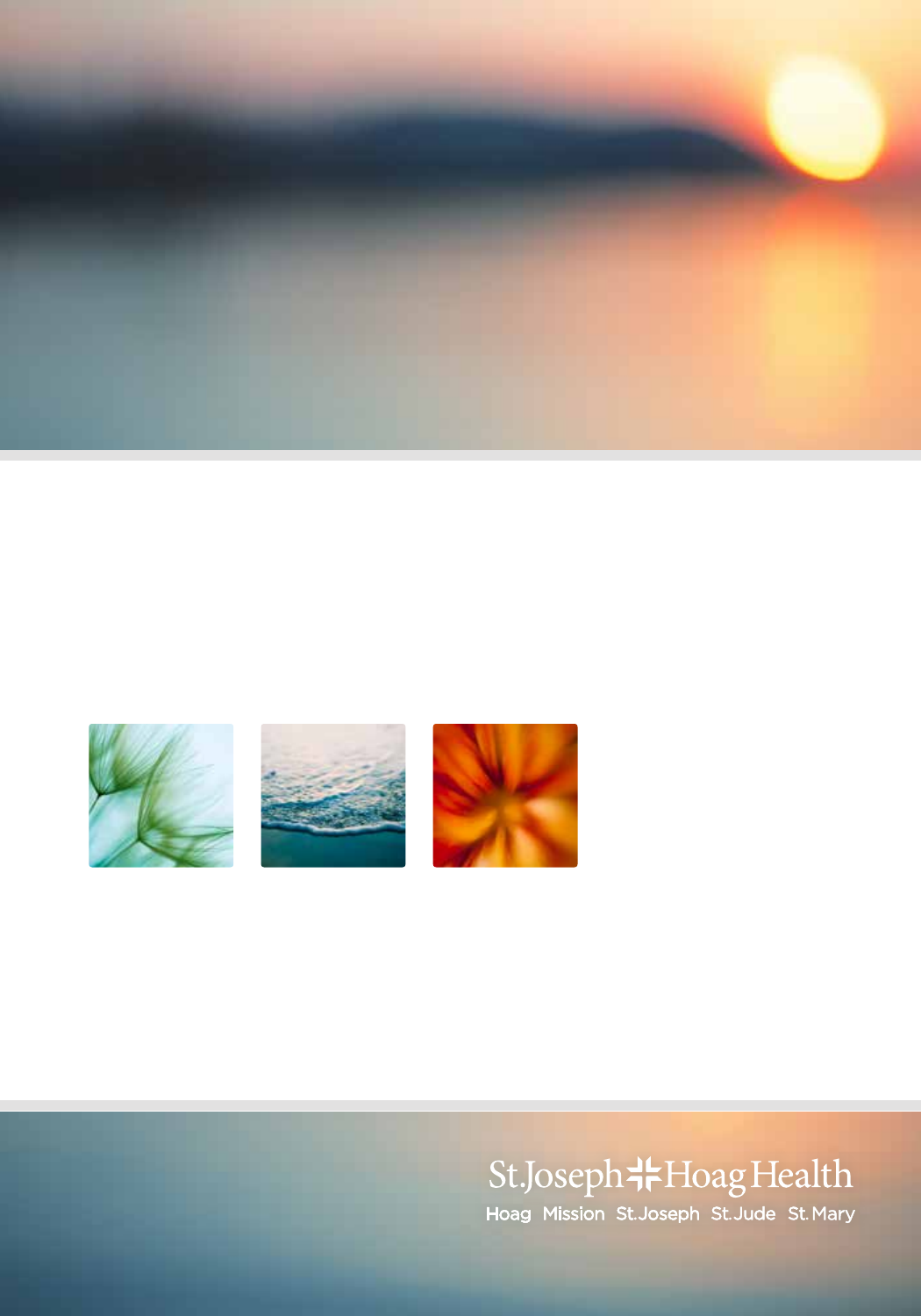St.Joseph Hoag Health

Hoag Mission St.Joseph St.Jude St.Mary